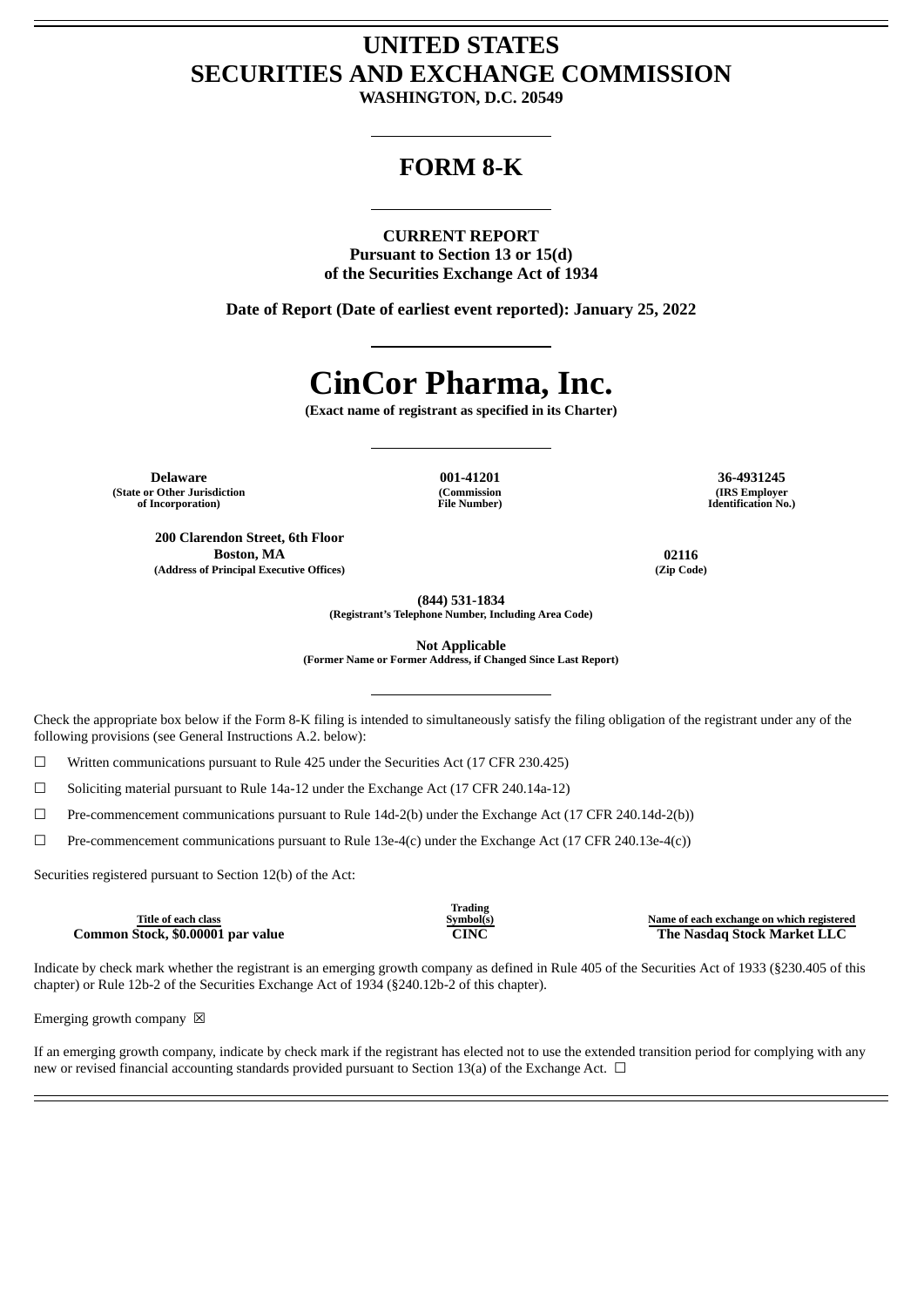# UNITED STATES
# SECURITIES AND EXCHANGE COMMISSION

**WASHINGTON, D.C. 20549**

## FORM 8-K

**CURRENT REPORT**
**Pursuant to Section 13 or 15(d)**
**of the Securities Exchange Act of 1934**

**Date of Report (Date of earliest event reported): January 25, 2022**

# CinCor Pharma, Inc.

**(Exact name of registrant as specified in its Charter)**

| **Delaware** | **001-41201** | **36-4931245** |
|---|---|---|
| **(State or Other Jurisdiction of Incorporation)** | **(Commission File Number)** | **(IRS Employer Identification No.)** |

| **200 Clarendon Street, 6th Floor Boston, MA** | **02116** |
|---|---|
| **(Address of Principal Executive Offices)** | **(Zip Code)** |

**(844) 531-1834**
**(Registrant's Telephone Number, Including Area Code)**

**Not Applicable**
**(Former Name or Former Address, if Changed Since Last Report)**

Check the appropriate box below if the Form 8-K filing is intended to simultaneously satisfy the filing obligation of the registrant under any of the following provisions (see General Instructions A.2. below):

☐ Written communications pursuant to Rule 425 under the Securities Act (17 CFR 230.425)

☐ Soliciting material pursuant to Rule 14a-12 under the Exchange Act (17 CFR 240.14a-12)

☐ Pre-commencement communications pursuant to Rule 14d-2(b) under the Exchange Act (17 CFR 240.14d-2(b))

☐ Pre-commencement communications pursuant to Rule 13e-4(c) under the Exchange Act (17 CFR 240.13e-4(c))

Securities registered pursuant to Section 12(b) of the Act:

| Title of each class | Trading Symbol(s) | Name of each exchange on which registered |
|---|---|---|
| **Common Stock, $0.00001 par value** | **CINC** | **The Nasdaq Stock Market LLC** |

Indicate by check mark whether the registrant is an emerging growth company as defined in Rule 405 of the Securities Act of 1933 (§230.405 of this chapter) or Rule 12b-2 of the Securities Exchange Act of 1934 (§240.12b-2 of this chapter).

Emerging growth company ☒

If an emerging growth company, indicate by check mark if the registrant has elected not to use the extended transition period for complying with any new or revised financial accounting standards provided pursuant to Section 13(a) of the Exchange Act. ☐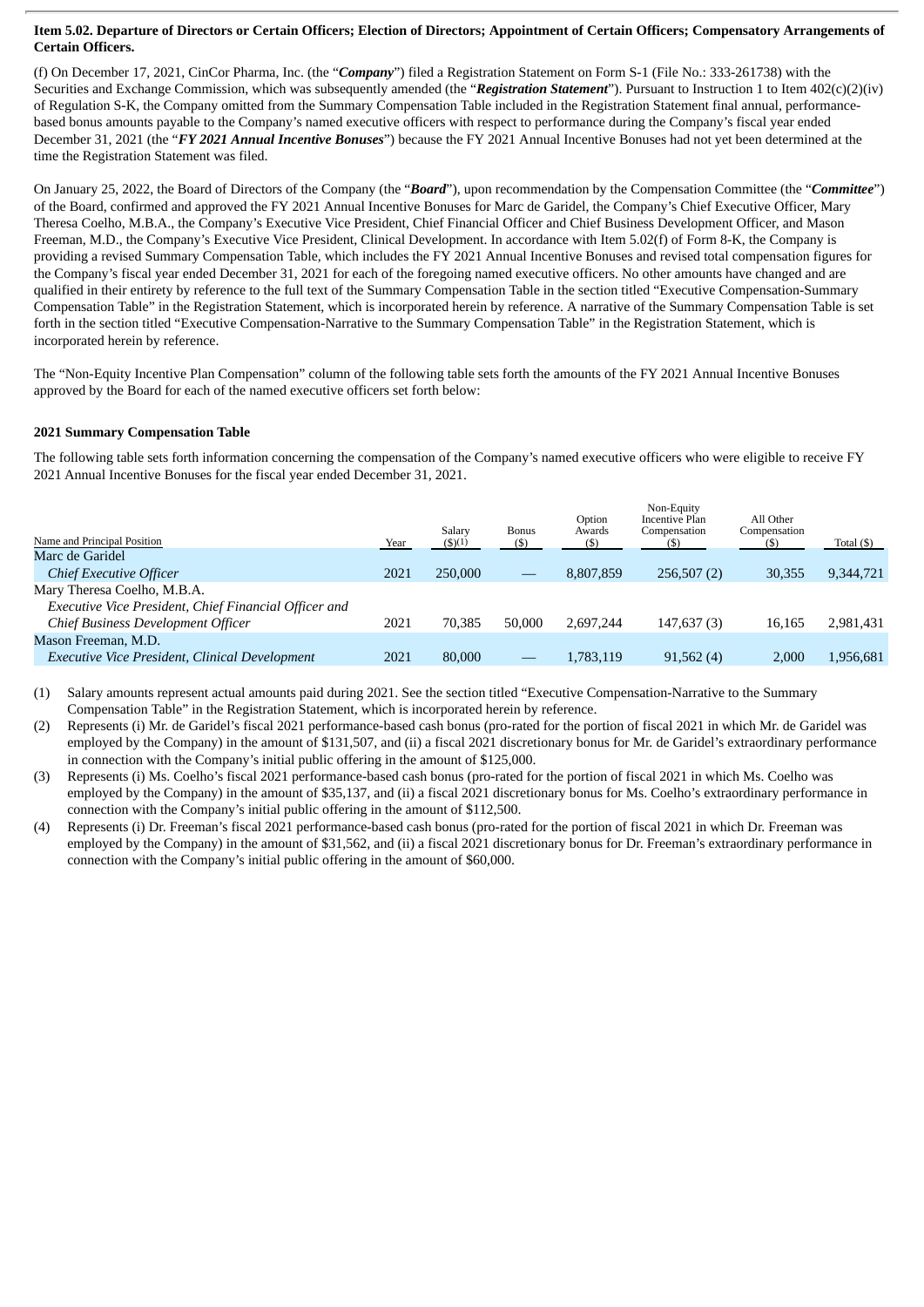**Item 5.02. Departure of Directors or Certain Officers; Election of Directors; Appointment of Certain Officers; Compensatory Arrangements of Certain Officers.**

(f) On December 17, 2021, CinCor Pharma, Inc. (the "***Company***") filed a Registration Statement on Form S-1 (File No.: 333-261738) with the Securities and Exchange Commission, which was subsequently amended (the "***Registration Statement***"). Pursuant to Instruction 1 to Item 402(c)(2)(iv) of Regulation S-K, the Company omitted from the Summary Compensation Table included in the Registration Statement final annual, performance-based bonus amounts payable to the Company's named executive officers with respect to performance during the Company's fiscal year ended December 31, 2021 (the "***FY 2021 Annual Incentive Bonuses***") because the FY 2021 Annual Incentive Bonuses had not yet been determined at the time the Registration Statement was filed.

On January 25, 2022, the Board of Directors of the Company (the "***Board***"), upon recommendation by the Compensation Committee (the "***Committee***") of the Board, confirmed and approved the FY 2021 Annual Incentive Bonuses for Marc de Garidel, the Company's Chief Executive Officer, Mary Theresa Coelho, M.B.A., the Company's Executive Vice President, Chief Financial Officer and Chief Business Development Officer, and Mason Freeman, M.D., the Company's Executive Vice President, Clinical Development. In accordance with Item 5.02(f) of Form 8-K, the Company is providing a revised Summary Compensation Table, which includes the FY 2021 Annual Incentive Bonuses and revised total compensation figures for the Company's fiscal year ended December 31, 2021 for each of the foregoing named executive officers. No other amounts have changed and are qualified in their entirety by reference to the full text of the Summary Compensation Table in the section titled "Executive Compensation-Summary Compensation Table" in the Registration Statement, which is incorporated herein by reference. A narrative of the Summary Compensation Table is set forth in the section titled "Executive Compensation-Narrative to the Summary Compensation Table" in the Registration Statement, which is incorporated herein by reference.

The "Non-Equity Incentive Plan Compensation" column of the following table sets forth the amounts of the FY 2021 Annual Incentive Bonuses approved by the Board for each of the named executive officers set forth below:

**2021 Summary Compensation Table**

The following table sets forth information concerning the compensation of the Company's named executive officers who were eligible to receive FY 2021 Annual Incentive Bonuses for the fiscal year ended December 31, 2021.

| Name and Principal Position | Year | Salary ($)(1) | Bonus ($) | Option Awards ($) | Non-Equity Incentive Plan Compensation ($) | All Other Compensation ($) | Total ($) |
|---|---|---|---|---|---|---|---|
| Marc de Garidel<br>*Chief Executive Officer* | 2021 | 250,000 | — | 8,807,859 | 256,507 (2) | 30,355 | 9,344,721 |
| Mary Theresa Coelho, M.B.A.<br>*Executive Vice President, Chief Financial Officer and Chief Business Development Officer* | 2021 | 70,385 | 50,000 | 2,697,244 | 147,637 (3) | 16,165 | 2,981,431 |
| Mason Freeman, M.D.<br>*Executive Vice President, Clinical Development* | 2021 | 80,000 | — | 1,783,119 | 91,562 (4) | 2,000 | 1,956,681 |

(1) Salary amounts represent actual amounts paid during 2021. See the section titled "Executive Compensation-Narrative to the Summary Compensation Table" in the Registration Statement, which is incorporated herein by reference.

(2) Represents (i) Mr. de Garidel's fiscal 2021 performance-based cash bonus (pro-rated for the portion of fiscal 2021 in which Mr. de Garidel was employed by the Company) in the amount of $131,507, and (ii) a fiscal 2021 discretionary bonus for Mr. de Garidel's extraordinary performance in connection with the Company's initial public offering in the amount of $125,000.

(3) Represents (i) Ms. Coelho's fiscal 2021 performance-based cash bonus (pro-rated for the portion of fiscal 2021 in which Ms. Coelho was employed by the Company) in the amount of $35,137, and (ii) a fiscal 2021 discretionary bonus for Ms. Coelho's extraordinary performance in connection with the Company's initial public offering in the amount of $112,500.

(4) Represents (i) Dr. Freeman's fiscal 2021 performance-based cash bonus (pro-rated for the portion of fiscal 2021 in which Dr. Freeman was employed by the Company) in the amount of $31,562, and (ii) a fiscal 2021 discretionary bonus for Dr. Freeman's extraordinary performance in connection with the Company's initial public offering in the amount of $60,000.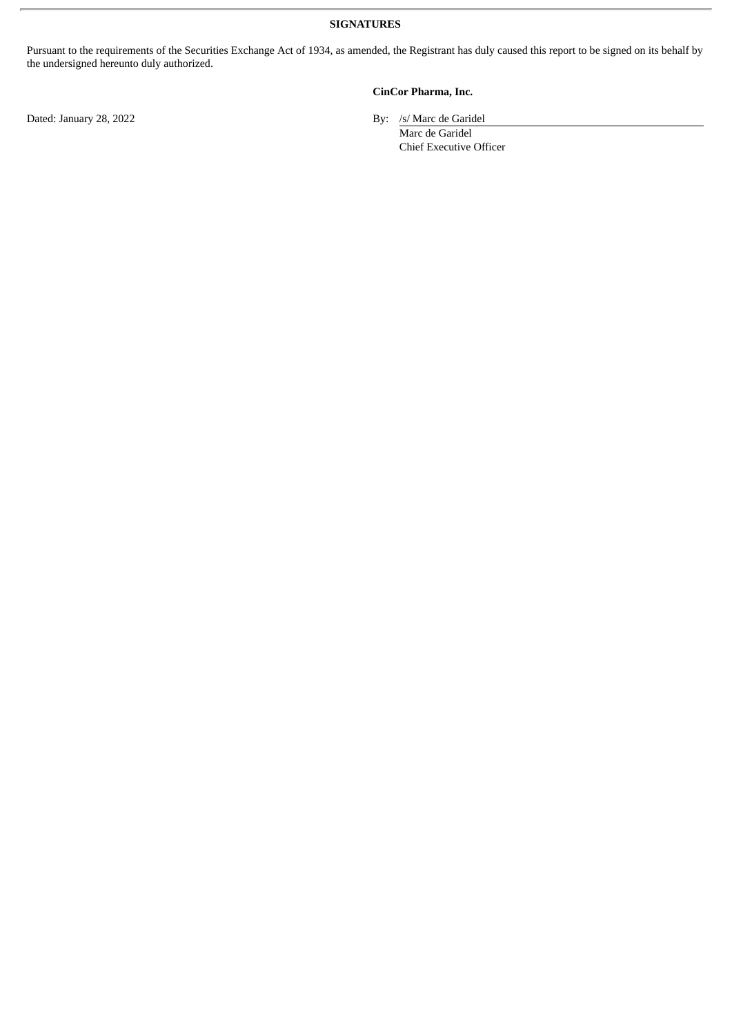**SIGNATURES**

Pursuant to the requirements of the Securities Exchange Act of 1934, as amended, the Registrant has duly caused this report to be signed on its behalf by the undersigned hereunto duly authorized.

**CinCor Pharma, Inc.**

Dated: January 28, 2022

By: /s/ Marc de Garidel
Marc de Garidel
Chief Executive Officer